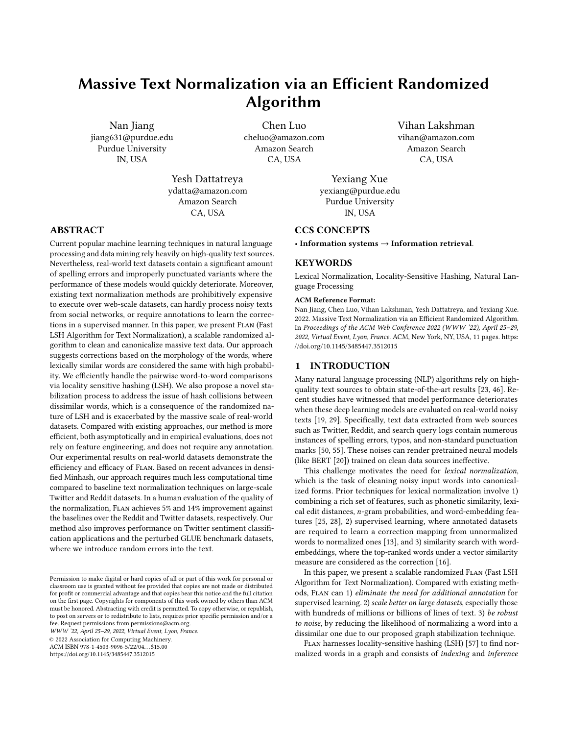# Massive Text Normalization via an Efficient Randomized Algorithm

Nan Jiang
jiang631@purdue.edu
Purdue University
IN, USA

Chen Luo
cheluo@amazon.com
Amazon Search
CA, USA

Vihan Lakshman
vihan@amazon.com
Amazon Search
CA, USA

Yesh Dattatreya
ydatta@amazon.com
Amazon Search
CA, USA

Yexiang Xue
yexiang@purdue.edu
Purdue University
IN, USA

## ABSTRACT

Current popular machine learning techniques in natural language processing and data mining rely heavily on high-quality text sources. Nevertheless, real-world text datasets contain a significant amount of spelling errors and improperly punctuated variants where the performance of these models would quickly deteriorate. Moreover, existing text normalization methods are prohibitively expensive to execute over web-scale datasets, can hardly process noisy texts from social networks, or require annotations to learn the corrections in a supervised manner. In this paper, we present Flan (Fast LSH Algorithm for Text Normalization), a scalable randomized algorithm to clean and canonicalize massive text data. Our approach suggests corrections based on the morphology of the words, where lexically similar words are considered the same with high probability. We efficiently handle the pairwise word-to-word comparisons via locality sensitive hashing (LSH). We also propose a novel stabilization process to address the issue of hash collisions between dissimilar words, which is a consequence of the randomized nature of LSH and is exacerbated by the massive scale of real-world datasets. Compared with existing approaches, our method is more efficient, both asymptotically and in empirical evaluations, does not rely on feature engineering, and does not require any annotation. Our experimental results on real-world datasets demonstrate the efficiency and efficacy of Flan. Based on recent advances in densified Minhash, our approach requires much less computational time compared to baseline text normalization techniques on large-scale Twitter and Reddit datasets. In a human evaluation of the quality of the normalization, Flan achieves 5% and 14% improvement against the baselines over the Reddit and Twitter datasets, respectively. Our method also improves performance on Twitter sentiment classification applications and the perturbed GLUE benchmark datasets, where we introduce random errors into the text.

## CCS CONCEPTS

• **Information systems** → **Information retrieval**.

## KEYWORDS

Lexical Normalization, Locality-Sensitive Hashing, Natural Language Processing

**ACM Reference Format:**
Nan Jiang, Chen Luo, Vihan Lakshman, Yesh Dattatreya, and Yexiang Xue. 2022. Massive Text Normalization via an Efficient Randomized Algorithm. In *Proceedings of the ACM Web Conference 2022 (WWW '22), April 25–29, 2022, Virtual Event, Lyon, France.* ACM, New York, NY, USA, 11 pages. https://doi.org/10.1145/3485447.3512015

## 1 INTRODUCTION

Many natural language processing (NLP) algorithms rely on high-quality text sources to obtain state-of-the-art results [23, 46]. Recent studies have witnessed that model performance deteriorates when these deep learning models are evaluated on real-world noisy texts [19, 29]. Specifically, text data extracted from web sources such as Twitter, Reddit, and search query logs contain numerous instances of spelling errors, typos, and non-standard punctuation marks [50, 55]. These noises can render pretrained neural models (like BERT [20]) trained on clean data sources ineffective.

This challenge motivates the need for *lexical normalization*, which is the task of cleaning noisy input words into canonicalized forms. Prior techniques for lexical normalization involve 1) combining a rich set of features, such as phonetic similarity, lexical edit distance, *n*-gram probabilities, and word-embedding features [25, 28], 2) supervised learning, where annotated datasets are required to learn a correction mapping from unnormalized words to normalized ones [13], and 3) similarity search with word-embeddings, where the top-ranked words under a vector similarity measure are considered as the correction [16].

In this paper, we present a scalable randomized Flan (Fast LSH Algorithm for Text Normalization). Compared with existing methods, Flan can 1) *eliminate the need for additional annotation* for supervised learning. 2) *scale better on large datasets*, especially those with hundreds of millions or billions of lines of text. 3) *be robust to noise*, by reducing the likelihood of normalizing a word into a dissimilar one due to our proposed graph stabilization technique.

Flan harnesses locality-sensitive hashing (LSH) [57] to find normalized words in a graph and consists of *indexing* and *inference*

Permission to make digital or hard copies of all or part of this work for personal or classroom use is granted without fee provided that copies are not made or distributed for profit or commercial advantage and that copies bear this notice and the full citation on the first page. Copyrights for components of this work owned by others than ACM must be honored. Abstracting with credit is permitted. To copy otherwise, or republish, to post on servers or to redistribute to lists, requires prior specific permission and/or a fee. Request permissions from permissions@acm.org.
*WWW '22, April 25–29, 2022, Virtual Event, Lyon, France.*
© 2022 Association for Computing Machinery.
ACM ISBN 978-1-4503-9096-5/22/04...$15.00
https://doi.org/10.1145/3485447.3512015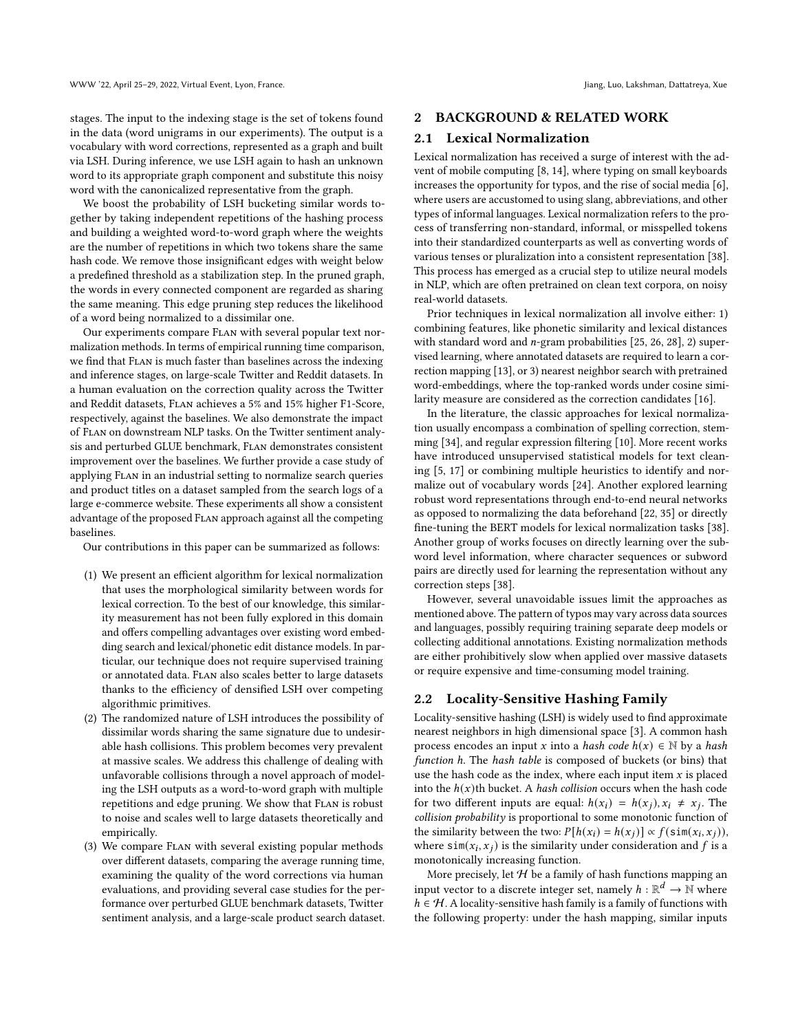stages. The input to the indexing stage is the set of tokens found in the data (word unigrams in our experiments). The output is a vocabulary with word corrections, represented as a graph and built via LSH. During inference, we use LSH again to hash an unknown word to its appropriate graph component and substitute this noisy word with the canonicalized representative from the graph.

We boost the probability of LSH bucketing similar words together by taking independent repetitions of the hashing process and building a weighted word-to-word graph where the weights are the number of repetitions in which two tokens share the same hash code. We remove those insignificant edges with weight below a predefined threshold as a stabilization step. In the pruned graph, the words in every connected component are regarded as sharing the same meaning. This edge pruning step reduces the likelihood of a word being normalized to a dissimilar one.

Our experiments compare Flan with several popular text normalization methods. In terms of empirical running time comparison, we find that Flan is much faster than baselines across the indexing and inference stages, on large-scale Twitter and Reddit datasets. In a human evaluation on the correction quality across the Twitter and Reddit datasets, Flan achieves a 5% and 15% higher F1-Score, respectively, against the baselines. We also demonstrate the impact of Flan on downstream NLP tasks. On the Twitter sentiment analysis and perturbed GLUE benchmark, Flan demonstrates consistent improvement over the baselines. We further provide a case study of applying Flan in an industrial setting to normalize search queries and product titles on a dataset sampled from the search logs of a large e-commerce website. These experiments all show a consistent advantage of the proposed Flan approach against all the competing baselines.

Our contributions in this paper can be summarized as follows:

(1) We present an efficient algorithm for lexical normalization that uses the morphological similarity between words for lexical correction. To the best of our knowledge, this similarity measurement has not been fully explored in this domain and offers compelling advantages over existing word embedding search and lexical/phonetic edit distance models. In particular, our technique does not require supervised training or annotated data. Flan also scales better to large datasets thanks to the efficiency of densified LSH over competing algorithmic primitives.

(2) The randomized nature of LSH introduces the possibility of dissimilar words sharing the same signature due to undesirable hash collisions. This problem becomes very prevalent at massive scales. We address this challenge of dealing with unfavorable collisions through a novel approach of modeling the LSH outputs as a word-to-word graph with multiple repetitions and edge pruning. We show that Flan is robust to noise and scales well to large datasets theoretically and empirically.

(3) We compare Flan with several existing popular methods over different datasets, comparing the average running time, examining the quality of the word corrections via human evaluations, and providing several case studies for the performance over perturbed GLUE benchmark datasets, Twitter sentiment analysis, and a large-scale product search dataset.

## 2 BACKGROUND & RELATED WORK

### 2.1 Lexical Normalization

Lexical normalization has received a surge of interest with the advent of mobile computing [8, 14], where typing on small keyboards increases the opportunity for typos, and the rise of social media [6], where users are accustomed to using slang, abbreviations, and other types of informal languages. Lexical normalization refers to the process of transferring non-standard, informal, or misspelled tokens into their standardized counterparts as well as converting words of various tenses or pluralization into a consistent representation [38]. This process has emerged as a crucial step to utilize neural models in NLP, which are often pretrained on clean text corpora, on noisy real-world datasets.

Prior techniques in lexical normalization all involve either: 1) combining features, like phonetic similarity and lexical distances with standard word and *n*-gram probabilities [25, 26, 28], 2) supervised learning, where annotated datasets are required to learn a correction mapping [13], or 3) nearest neighbor search with pretrained word-embeddings, where the top-ranked words under cosine similarity measure are considered as the correction candidates [16].

In the literature, the classic approaches for lexical normalization usually encompass a combination of spelling correction, stemming [34], and regular expression filtering [10]. More recent works have introduced unsupervised statistical models for text cleaning [5, 17] or combining multiple heuristics to identify and normalize out of vocabulary words [24]. Another explored learning robust word representations through end-to-end neural networks as opposed to normalizing the data beforehand [22, 35] or directly fine-tuning the BERT models for lexical normalization tasks [38]. Another group of works focuses on directly learning over the subword level information, where character sequences or subword pairs are directly used for learning the representation without any correction steps [38].

However, several unavoidable issues limit the approaches as mentioned above. The pattern of typos may vary across data sources and languages, possibly requiring training separate deep models or collecting additional annotations. Existing normalization methods are either prohibitively slow when applied over massive datasets or require expensive and time-consuming model training.

### 2.2 Locality-Sensitive Hashing Family

Locality-sensitive hashing (LSH) is widely used to find approximate nearest neighbors in high dimensional space [3]. A common hash process encodes an input $x$ into a *hash code* $h(x) \in \mathbb{N}$ by a *hash function* $h$. The *hash table* is composed of buckets (or bins) that use the hash code as the index, where each input item $x$ is placed into the $h(x)$th bucket. A *hash collision* occurs when the hash code for two different inputs are equal: $h(x_i) = h(x_j), x_i \neq x_j$. The *collision probability* is proportional to some monotonic function of the similarity between the two: $P[h(x_i) = h(x_j)] \propto f(\mathtt{sim}(x_i, x_j))$, where $\mathtt{sim}(x_i, x_j)$ is the similarity under consideration and $f$ is a monotonically increasing function.

More precisely, let $\mathcal{H}$ be a family of hash functions mapping an input vector to a discrete integer set, namely $h : \mathbb{R}^d \to \mathbb{N}$ where $h \in \mathcal{H}$. A locality-sensitive hash family is a family of functions with the following property: under the hash mapping, similar inputs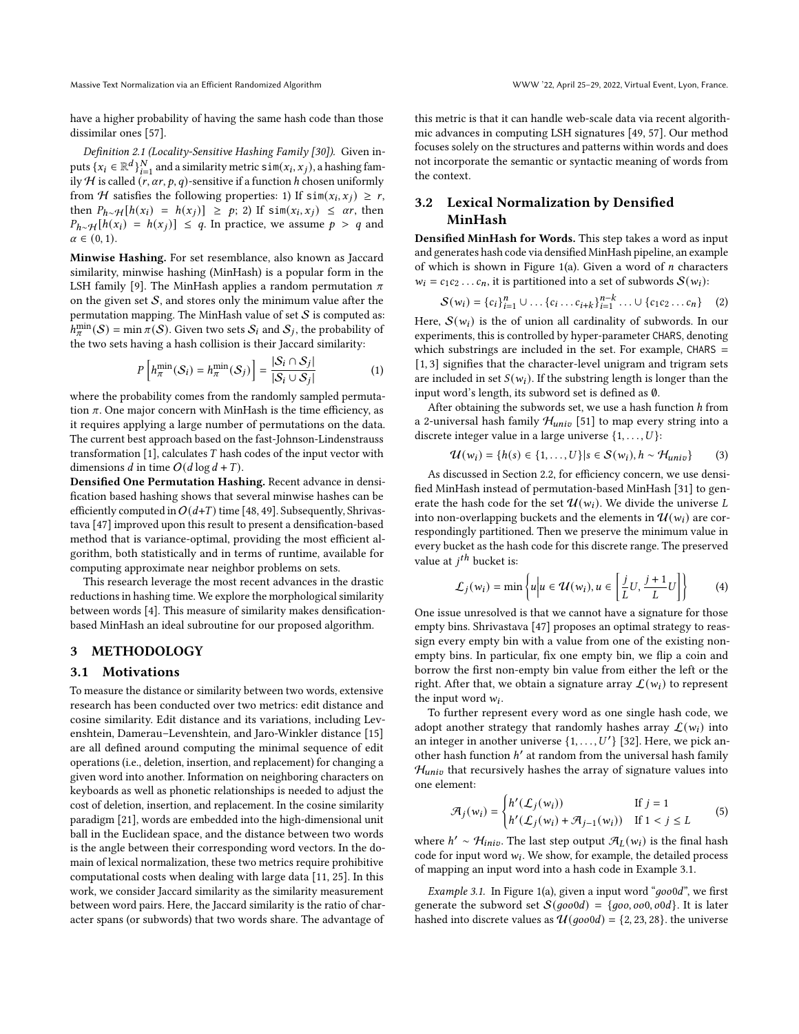have a higher probability of having the same hash code than those dissimilar ones [57].

*Definition 2.1 (Locality-Sensitive Hashing Family [30]).* Given inputs $\{x_i \in \mathbb{R}^d\}_{i=1}^N$ and a similarity metric $\texttt{sim}(x_i, x_j)$, a hashing family $\mathcal{H}$ is called $(r, \alpha r, p, q)$-sensitive if a function $h$ chosen uniformly from $\mathcal{H}$ satisfies the following properties: 1) If $\texttt{sim}(x_i, x_j) \geq r$, then $P_{h\sim\mathcal{H}}[h(x_i) = h(x_j)] \geq p$; 2) If $\texttt{sim}(x_i, x_j) \leq \alpha r$, then $P_{h\sim\mathcal{H}}[h(x_i) = h(x_j)] \leq q$. In practice, we assume $p > q$ and $\alpha \in (0, 1)$.

**Minwise Hashing.** For set resemblance, also known as Jaccard similarity, minwise hashing (MinHash) is a popular form in the LSH family [9]. The MinHash applies a random permutation $\pi$ on the given set $\mathcal{S}$, and stores only the minimum value after the permutation mapping. The MinHash value of set $\mathcal{S}$ is computed as: $h_\pi^{\min}(\mathcal{S}) = \min \pi(\mathcal{S})$. Given two sets $\mathcal{S}_i$ and $\mathcal{S}_j$, the probability of the two sets having a hash collision is their Jaccard similarity:

$$P\left[h_\pi^{\min}(\mathcal{S}_i) = h_\pi^{\min}(\mathcal{S}_j)\right] = \frac{|\mathcal{S}_i \cap \mathcal{S}_j|}{|\mathcal{S}_i \cup \mathcal{S}_j|} \tag{1}$$

where the probability comes from the randomly sampled permutation $\pi$. One major concern with MinHash is the time efficiency, as it requires applying a large number of permutations on the data. The current best approach based on the fast-Johnson-Lindenstrauss transformation [1], calculates $T$ hash codes of the input vector with dimensions $d$ in time $O(d \log d + T)$.

**Densified One Permutation Hashing.** Recent advance in densification based hashing shows that several minwise hashes can be efficiently computed in $O(d+T)$ time [48, 49]. Subsequently, Shrivastava [47] improved upon this result to present a densification-based method that is variance-optimal, providing the most efficient algorithm, both statistically and in terms of runtime, available for computing approximate near neighbor problems on sets.

This research leverage the most recent advances in the drastic reductions in hashing time. We explore the morphological similarity between words [4]. This measure of similarity makes densification-based MinHash an ideal subroutine for our proposed algorithm.

## 3 METHODOLOGY

### 3.1 Motivations

To measure the distance or similarity between two words, extensive research has been conducted over two metrics: edit distance and cosine similarity. Edit distance and its variations, including Levenshtein, Damerau–Levenshtein, and Jaro-Winkler distance [15] are all defined around computing the minimal sequence of edit operations (i.e., deletion, insertion, and replacement) for changing a given word into another. Information on neighboring characters on keyboards as well as phonetic relationships is needed to adjust the cost of deletion, insertion, and replacement. In the cosine similarity paradigm [21], words are embedded into the high-dimensional unit ball in the Euclidean space, and the distance between two words is the angle between their corresponding word vectors. In the domain of lexical normalization, these two metrics require prohibitive computational costs when dealing with large data [11, 25]. In this work, we consider Jaccard similarity as the similarity measurement between word pairs. Here, the Jaccard similarity is the ratio of character spans (or subwords) that two words share. The advantage of this metric is that it can handle web-scale data via recent algorithmic advances in computing LSH signatures [49, 57]. Our method focuses solely on the structures and patterns within words and does not incorporate the semantic or syntactic meaning of words from the context.

### 3.2 Lexical Normalization by Densified MinHash

**Densified MinHash for Words.** This step takes a word as input and generates hash code via densified MinHash pipeline, an example of which is shown in Figure 1(a). Given a word of $n$ characters $w_i = c_1c_2 \ldots c_n$, it is partitioned into a set of subwords $\mathcal{S}(w_i)$:

$$\mathcal{S}(w_i) = \{c_i\}_{i=1}^n \cup \ldots \{c_i \ldots c_{i+k}\}_{i=1}^{n-k} \ldots \cup \{c_1c_2 \ldots c_n\} \tag{2}$$

Here, $\mathcal{S}(w_i)$ is the of union all cardinality of subwords. In our experiments, this is controlled by hyper-parameter `CHARS`, denoting which substrings are included in the set. For example, `CHARS` = [1, 3] signifies that the character-level unigram and trigram sets are included in set $S(w_i)$. If the substring length is longer than the input word's length, its subword set is defined as $\emptyset$.

After obtaining the subwords set, we use a hash function $h$ from a 2-universal hash family $\mathcal{H}_{univ}$ [51] to map every string into a discrete integer value in a large universe $\{1, \ldots, U\}$:

$$\mathcal{U}(w_i) = \{h(s) \in \{1, \ldots, U\} | s \in \mathcal{S}(w_i), h \sim \mathcal{H}_{univ}\} \tag{3}$$

As discussed in Section 2.2, for efficiency concern, we use densified MinHash instead of permutation-based MinHash [31] to generate the hash code for the set $\mathcal{U}(w_i)$. We divide the universe $L$ into non-overlapping buckets and the elements in $\mathcal{U}(w_i)$ are correspondingly partitioned. Then we preserve the minimum value in every bucket as the hash code for this discrete range. The preserved value at $j^{th}$ bucket is:

$$\mathcal{L}_j(w_i) = \min\left\{u \middle| u \in \mathcal{U}(w_i), u \in \left[\frac{j}{L}U, \frac{j+1}{L}U\right]\right\} \tag{4}$$

One issue unresolved is that we cannot have a signature for those empty bins. Shrivastava [47] proposes an optimal strategy to reassign every empty bin with a value from one of the existing non-empty bins. In particular, fix one empty bin, we flip a coin and borrow the first non-empty bin value from either the left or the right. After that, we obtain a signature array $\mathcal{L}(w_i)$ to represent the input word $w_i$.

To further represent every word as one single hash code, we adopt another strategy that randomly hashes array $\mathcal{L}(w_i)$ into an integer in another universe $\{1, \ldots, U'\}$ [32]. Here, we pick another hash function $h'$ at random from the universal hash family $\mathcal{H}_{univ}$ that recursively hashes the array of signature values into one element:

$$\mathcal{A}_j(w_i) = \begin{cases} h'(\mathcal{L}_j(w_i)) & \text{If } j = 1 \\ h'(\mathcal{L}_j(w_i) + \mathcal{A}_{j-1}(w_i)) & \text{If } 1 < j \leq L \end{cases} \tag{5}$$

where $h' \sim \mathcal{H}_{iniv}$. The last step output $\mathcal{A}_L(w_i)$ is the final hash code for input word $w_i$. We show, for example, the detailed process of mapping an input word into a hash code in Example 3.1.

*Example 3.1.* In Figure 1(a), given a input word "*goo0d*", we first generate the subword set $\mathcal{S}(goo0d) = \{goo, oo0, o0d\}$. It is later hashed into discrete values as $\mathcal{U}(goo0d) = \{2, 23, 28\}$. the universe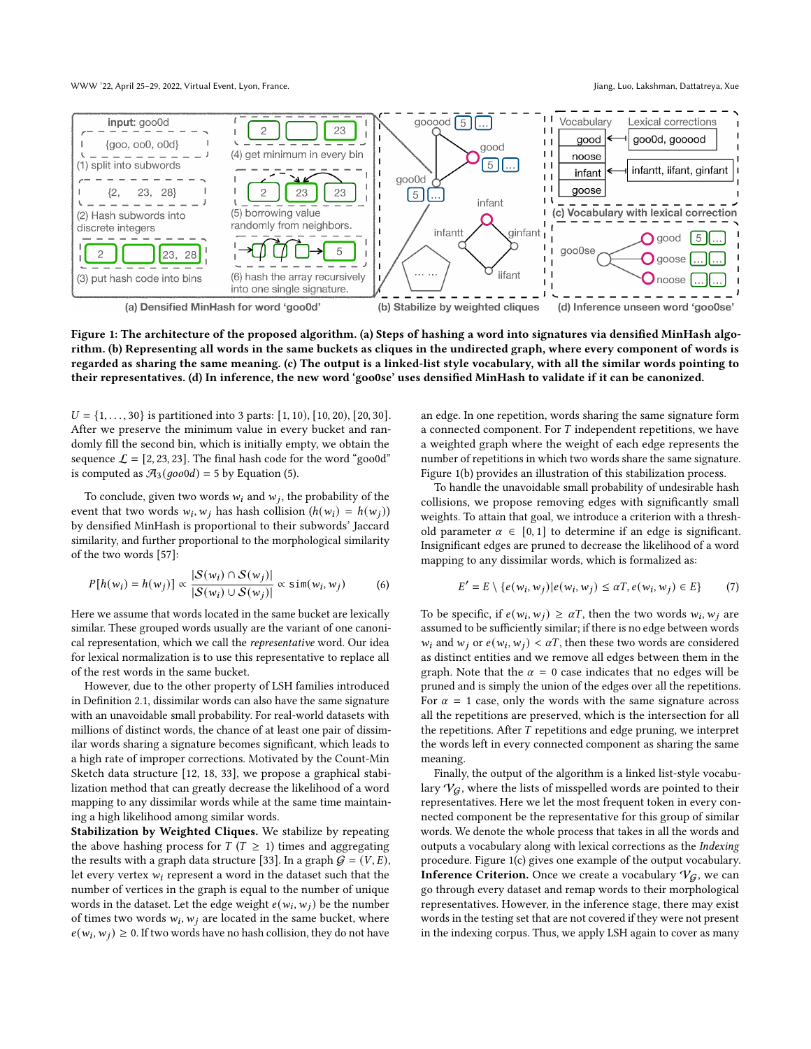**Figure 1: The architecture of the proposed algorithm. (a) Steps of hashing a word into signatures via densified MinHash algorithm. (b) Representing all words in the same buckets as cliques in the undirected graph, where every component of words is regarded as sharing the same meaning. (c) The output is a linked-list style vocabulary, with all the similar words pointing to their representatives. (d) In inference, the new word 'goo0se' uses densified MinHash to validate if it can be canonized.**

$U = \{1, \ldots, 30\}$ is partitioned into 3 parts: $[1, 10)$, $[10, 20)$, $[20, 30]$. After we preserve the minimum value in every bucket and randomly fill the second bin, which is initially empty, we obtain the sequence $\mathcal{L} = [2, 23, 23]$. The final hash code for the word "goo0d" is computed as $\mathcal{A}_3(goo0d) = 5$ by Equation (5).

To conclude, given two words $w_i$ and $w_j$, the probability of the event that two words $w_i, w_j$ has hash collision ($h(w_i) = h(w_j)$) by densified MinHash is proportional to their subwords' Jaccard similarity, and further proportional to the morphological similarity of the two words [57]:

$$P[h(w_i) = h(w_j)] \propto \frac{|\mathcal{S}(w_i) \cap \mathcal{S}(w_j)|}{|\mathcal{S}(w_i) \cup \mathcal{S}(w_j)|} \propto \mathtt{sim}(w_i, w_j) \tag{6}$$

Here we assume that words located in the same bucket are lexically similar. These grouped words usually are the variant of one canonical representation, which we call the *representative* word. Our idea for lexical normalization is to use this representative to replace all of the rest words in the same bucket.

However, due to the other property of LSH families introduced in Definition 2.1, dissimilar words can also have the same signature with an unavoidable small probability. For real-world datasets with millions of distinct words, the chance of at least one pair of dissimilar words sharing a signature becomes significant, which leads to a high rate of improper corrections. Motivated by the Count-Min Sketch data structure [12, 18, 33], we propose a graphical stabilization method that can greatly decrease the likelihood of a word mapping to any dissimilar words while at the same time maintaining a high likelihood among similar words.

**Stabilization by Weighted Cliques.** We stabilize by repeating the above hashing process for $T$ ($T \geq 1$) times and aggregating the results with a graph data structure [33]. In a graph $\mathcal{G} = (V, E)$, let every vertex $w_i$ represent a word in the dataset such that the number of vertices in the graph is equal to the number of unique words in the dataset. Let the edge weight $e(w_i, w_j)$ be the number of times two words $w_i, w_j$ are located in the same bucket, where $e(w_i, w_j) \geq 0$. If two words have no hash collision, they do not have an edge. In one repetition, words sharing the same signature form a connected component. For $T$ independent repetitions, we have a weighted graph where the weight of each edge represents the number of repetitions in which two words share the same signature. Figure 1(b) provides an illustration of this stabilization process.

To handle the unavoidable small probability of undesirable hash collisions, we propose removing edges with significantly small weights. To attain that goal, we introduce a criterion with a threshold parameter $\alpha \in [0, 1]$ to determine if an edge is significant. Insignificant edges are pruned to decrease the likelihood of a word mapping to any dissimilar words, which is formalized as:

$$E' = E \setminus \{e(w_i, w_j) | e(w_i, w_j) \leq \alpha T, e(w_i, w_j) \in E\} \tag{7}$$

To be specific, if $e(w_i, w_j) \geq \alpha T$, then the two words $w_i, w_j$ are assumed to be sufficiently similar; if there is no edge between words $w_i$ and $w_j$ or $e(w_i, w_j) < \alpha T$, then these two words are considered as distinct entities and we remove all edges between them in the graph. Note that the $\alpha = 0$ case indicates that no edges will be pruned and is simply the union of the edges over all the repetitions. For $\alpha = 1$ case, only the words with the same signature across all the repetitions are preserved, which is the intersection for all the repetitions. After $T$ repetitions and edge pruning, we interpret the words left in every connected component as sharing the same meaning.

Finally, the output of the algorithm is a linked list-style vocabulary $\mathcal{V}_{\mathcal{G}}$, where the lists of misspelled words are pointed to their representatives. Here we let the most frequent token in every connected component be the representative for this group of similar words. We denote the whole process that takes in all the words and outputs a vocabulary along with lexical corrections as the *Indexing* procedure. Figure 1(c) gives one example of the output vocabulary.

**Inference Criterion.** Once we create a vocabulary $\mathcal{V}_{\mathcal{G}}$, we can go through every dataset and remap words to their morphological representatives. However, in the inference stage, there may exist words in the testing set that are not covered if they were not present in the indexing corpus. Thus, we apply LSH again to cover as many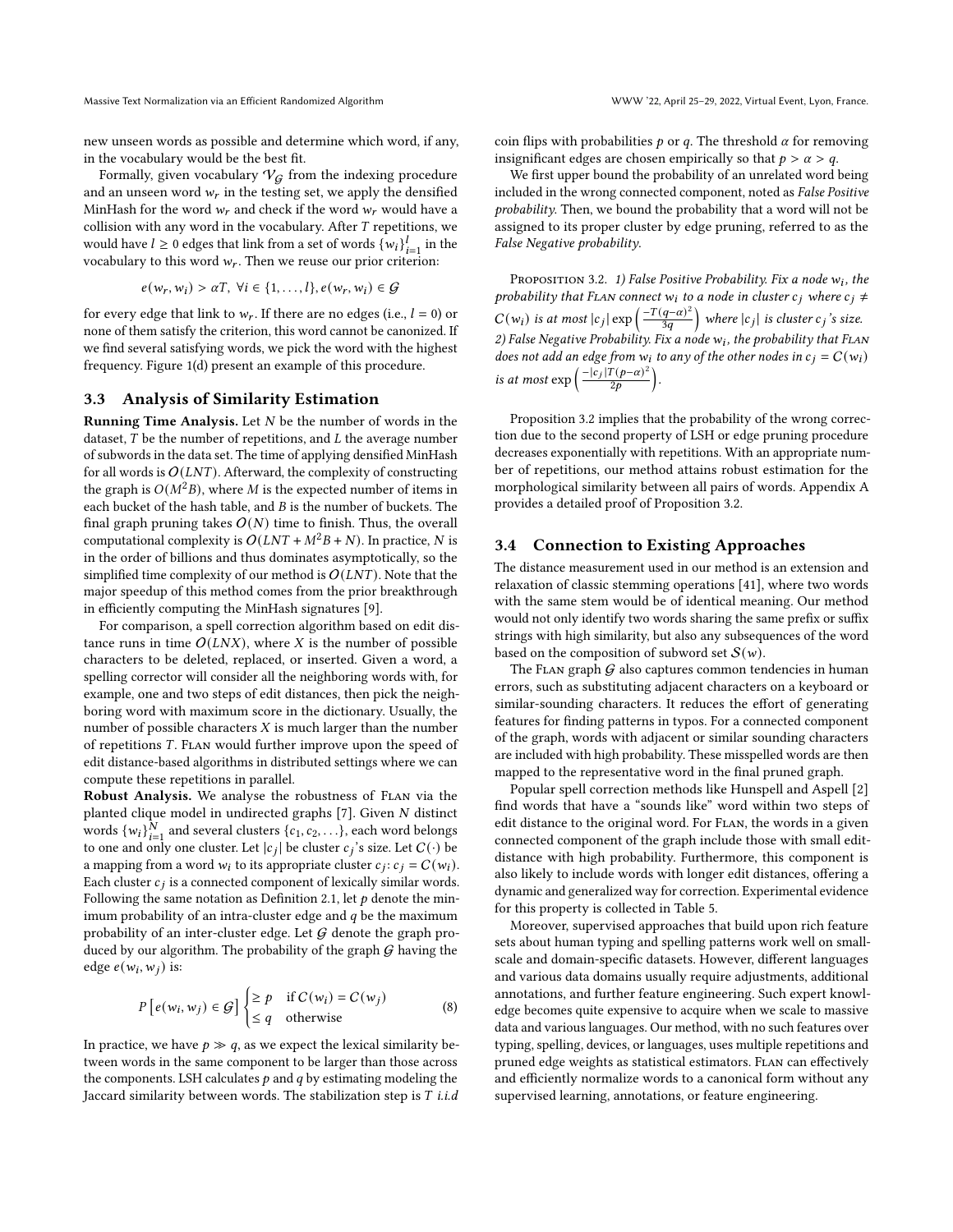new unseen words as possible and determine which word, if any, in the vocabulary would be the best fit.

Formally, given vocabulary $\mathcal{V}_{\mathcal{G}}$ from the indexing procedure and an unseen word $w_r$ in the testing set, we apply the densified MinHash for the word $w_r$ and check if the word $w_r$ would have a collision with any word in the vocabulary. After $T$ repetitions, we would have $l \geq 0$ edges that link from a set of words $\{w_i\}_{i=1}^{l}$ in the vocabulary to this word $w_r$. Then we reuse our prior criterion:

$$e(w_r, w_i) > \alpha T, \ \forall i \in \{1, \ldots, l\}, e(w_r, w_i) \in \mathcal{G}$$

for every edge that link to $w_r$. If there are no edges (i.e., $l = 0$) or none of them satisfy the criterion, this word cannot be canonized. If we find several satisfying words, we pick the word with the highest frequency. Figure 1(d) present an example of this procedure.

### 3.3 Analysis of Similarity Estimation

**Running Time Analysis.** Let $N$ be the number of words in the dataset, $T$ be the number of repetitions, and $L$ the average number of subwords in the data set. The time of applying densified MinHash for all words is $O(LNT)$. Afterward, the complexity of constructing the graph is $O(M^2B)$, where $M$ is the expected number of items in each bucket of the hash table, and $B$ is the number of buckets. The final graph pruning takes $O(N)$ time to finish. Thus, the overall computational complexity is $O(LNT + M^2B + N)$. In practice, $N$ is in the order of billions and thus dominates asymptotically, so the simplified time complexity of our method is $O(LNT)$. Note that the major speedup of this method comes from the prior breakthrough in efficiently computing the MinHash signatures [9].

For comparison, a spell correction algorithm based on edit distance runs in time $O(LNX)$, where $X$ is the number of possible characters to be deleted, replaced, or inserted. Given a word, a spelling corrector will consider all the neighboring words with, for example, one and two steps of edit distances, then pick the neighboring word with maximum score in the dictionary. Usually, the number of possible characters $X$ is much larger than the number of repetitions $T$. Flan would further improve upon the speed of edit distance-based algorithms in distributed settings where we can compute these repetitions in parallel.

**Robust Analysis.** We analyse the robustness of Flan via the planted clique model in undirected graphs [7]. Given $N$ distinct words $\{w_i\}_{i=1}^{N}$ and several clusters $\{c_1, c_2, \ldots\}$, each word belongs to one and only one cluster. Let $|c_j|$ be cluster $c_j$'s size. Let $C(\cdot)$ be a mapping from a word $w_i$ to its appropriate cluster $c_j$: $c_j = C(w_i)$. Each cluster $c_j$ is a connected component of lexically similar words. Following the same notation as Definition 2.1, let $p$ denote the minimum probability of an intra-cluster edge and $q$ be the maximum probability of an inter-cluster edge. Let $\mathcal{G}$ denote the graph produced by our algorithm. The probability of the graph $\mathcal{G}$ having the edge $e(w_i, w_j)$ is:

$$P\left[e(w_i, w_j) \in \mathcal{G}\right] \begin{cases} \geq p & \text{if } C(w_i) = C(w_j) \\ \leq q & \text{otherwise} \end{cases} \tag{8}$$

In practice, we have $p \gg q$, as we expect the lexical similarity between words in the same component to be larger than those across the components. LSH calculates $p$ and $q$ by estimating modeling the Jaccard similarity between words. The stabilization step is $T$ *i.i.d* coin flips with probabilities $p$ or $q$. The threshold $\alpha$ for removing insignificant edges are chosen empirically so that $p > \alpha > q$.

We first upper bound the probability of an unrelated word being included in the wrong connected component, noted as *False Positive probability*. Then, we bound the probability that a word will not be assigned to its proper cluster by edge pruning, referred to as the *False Negative probability*.

Proposition 3.2. *1) False Positive Probability. Fix a node $w_i$, the probability that Flan connect $w_i$ to a node in cluster $c_j$ where $c_j \neq C(w_i)$ is at most $|c_j| \exp\left(\frac{-T(q-\alpha)^2}{3q}\right)$ where $|c_j|$ is cluster $c_j$'s size.*
*2) False Negative Probability. Fix a node $w_i$, the probability that Flan does not add an edge from $w_i$ to any of the other nodes in $c_j = C(w_i)$ is at most $\exp\left(\frac{-|c_j|T(p-\alpha)^2}{2p}\right)$.*

Proposition 3.2 implies that the probability of the wrong correction due to the second property of LSH or edge pruning procedure decreases exponentially with repetitions. With an appropriate number of repetitions, our method attains robust estimation for the morphological similarity between all pairs of words. Appendix A provides a detailed proof of Proposition 3.2.

### 3.4 Connection to Existing Approaches

The distance measurement used in our method is an extension and relaxation of classic stemming operations [41], where two words with the same stem would be of identical meaning. Our method would not only identify two words sharing the same prefix or suffix strings with high similarity, but also any subsequences of the word based on the composition of subword set $\mathcal{S}(w)$.

The Flan graph $\mathcal{G}$ also captures common tendencies in human errors, such as substituting adjacent characters on a keyboard or similar-sounding characters. It reduces the effort of generating features for finding patterns in typos. For a connected component of the graph, words with adjacent or similar sounding characters are included with high probability. These misspelled words are then mapped to the representative word in the final pruned graph.

Popular spell correction methods like Hunspell and Aspell [2] find words that have a "sounds like" word within two steps of edit distance to the original word. For Flan, the words in a given connected component of the graph include those with small edit-distance with high probability. Furthermore, this component is also likely to include words with longer edit distances, offering a dynamic and generalized way for correction. Experimental evidence for this property is collected in Table 5.

Moreover, supervised approaches that build upon rich feature sets about human typing and spelling patterns work well on small-scale and domain-specific datasets. However, different languages and various data domains usually require adjustments, additional annotations, and further feature engineering. Such expert knowledge becomes quite expensive to acquire when we scale to massive data and various languages. Our method, with no such features over typing, spelling, devices, or languages, uses multiple repetitions and pruned edge weights as statistical estimators. Flan can effectively and efficiently normalize words to a canonical form without any supervised learning, annotations, or feature engineering.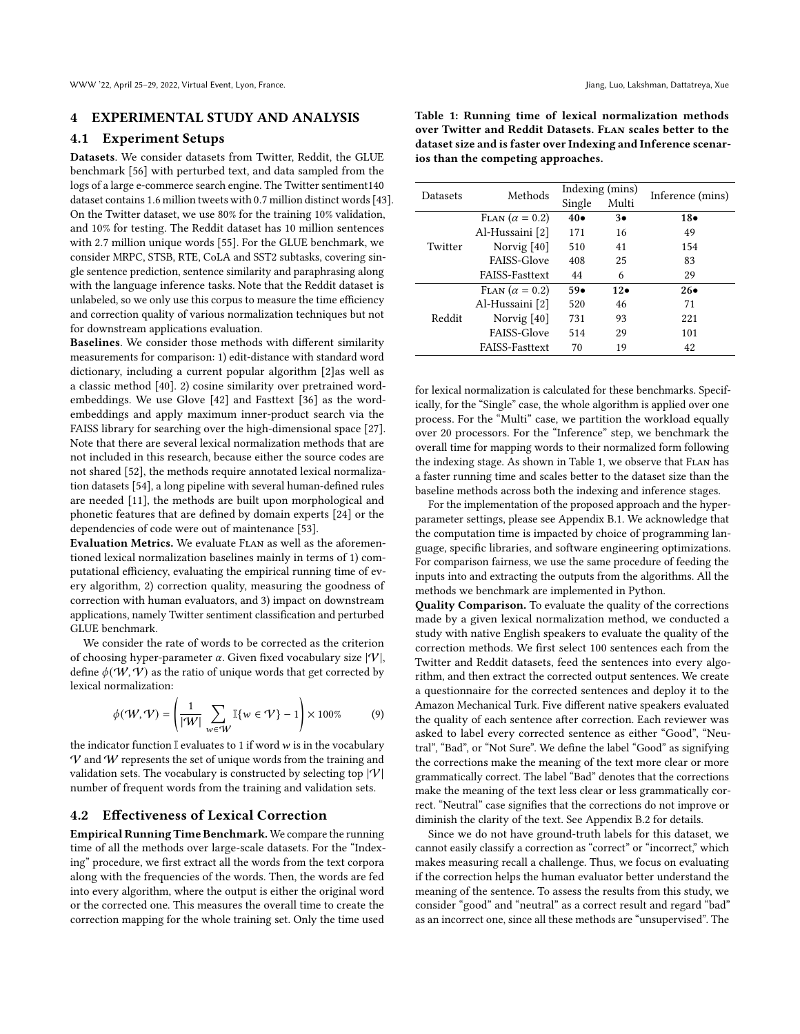## 4 EXPERIMENTAL STUDY AND ANALYSIS

### 4.1 Experiment Setups

**Datasets**. We consider datasets from Twitter, Reddit, the GLUE benchmark [56] with perturbed text, and data sampled from the logs of a large e-commerce search engine. The Twitter sentiment140 dataset contains 1.6 million tweets with 0.7 million distinct words [43]. On the Twitter dataset, we use 80% for the training 10% validation, and 10% for testing. The Reddit dataset has 10 million sentences with 2.7 million unique words [55]. For the GLUE benchmark, we consider MRPC, STSB, RTE, CoLA and SST2 subtasks, covering single sentence prediction, sentence similarity and paraphrasing along with the language inference tasks. Note that the Reddit dataset is unlabeled, so we only use this corpus to measure the time efficiency and correction quality of various normalization techniques but not for downstream applications evaluation.

**Baselines**. We consider those methods with different similarity measurements for comparison: 1) edit-distance with standard word dictionary, including a current popular algorithm [2]as well as a classic method [40]. 2) cosine similarity over pretrained word-embeddings. We use Glove [42] and Fasttext [36] as the word-embeddings and apply maximum inner-product search via the FAISS library for searching over the high-dimensional space [27]. Note that there are several lexical normalization methods that are not included in this research, because either the source codes are not shared [52], the methods require annotated lexical normalization datasets [54], a long pipeline with several human-defined rules are needed [11], the methods are built upon morphological and phonetic features that are defined by domain experts [24] or the dependencies of code were out of maintenance [53].

**Evaluation Metrics.** We evaluate FLAN as well as the aforementioned lexical normalization baselines mainly in terms of 1) computational efficiency, evaluating the empirical running time of every algorithm, 2) correction quality, measuring the goodness of correction with human evaluators, and 3) impact on downstream applications, namely Twitter sentiment classification and perturbed GLUE benchmark.

We consider the rate of words to be corrected as the criterion of choosing hyper-parameter $\alpha$. Given fixed vocabulary size $|\mathcal{V}|$, define $\phi(\mathcal{W}, \mathcal{V})$ as the ratio of unique words that get corrected by lexical normalization:

$$\phi(\mathcal{W}, \mathcal{V}) = \left( \frac{1}{|\mathcal{W}|} \sum_{w \in \mathcal{W}} \mathbb{I}\{w \in \mathcal{V}\} - 1 \right) \times 100\% \tag{9}$$

the indicator function $\mathbb{I}$ evaluates to 1 if word $w$ is in the vocabulary $\mathcal{V}$ and $\mathcal{W}$ represents the set of unique words from the training and validation sets. The vocabulary is constructed by selecting top $|\mathcal{V}|$ number of frequent words from the training and validation sets.

### 4.2 Effectiveness of Lexical Correction

**Empirical Running Time Benchmark.** We compare the running time of all the methods over large-scale datasets. For the "Indexing" procedure, we first extract all the words from the text corpora along with the frequencies of the words. Then, the words are fed into every algorithm, where the output is either the original word or the corrected one. This measures the overall time to create the correction mapping for the whole training set. Only the time used for lexical normalization is calculated for these benchmarks. Specifically, for the "Single" case, the whole algorithm is applied over one process. For the "Multi" case, we partition the workload equally over 20 processors. For the "Inference" step, we benchmark the overall time for mapping words to their normalized form following the indexing stage. As shown in Table 1, we observe that FLAN has a faster running time and scales better to the dataset size than the baseline methods across both the indexing and inference stages.

**Table 1: Running time of lexical normalization methods over Twitter and Reddit Datasets. FLAN scales better to the dataset size and is faster over Indexing and Inference scenarios than the competing approaches.**

| Datasets | Methods | Indexing (mins) | | Inference (mins) |
|---|---|---|---|---|
| | | Single | Multi | |
| Twitter | FLAN ($\alpha = 0.2$) | **40**• | **3**• | **18**• |
| | Al-Hussaini [2] | 171 | 16 | 49 |
| | Norvig [40] | 510 | 41 | 154 |
| | FAISS-Glove | 408 | 25 | 83 |
| | FAISS-Fasttext | 44 | 6 | 29 |
| Reddit | FLAN ($\alpha = 0.2$) | **59**• | **12**• | **26**• |
| | Al-Hussaini [2] | 520 | 46 | 71 |
| | Norvig [40] | 731 | 93 | 221 |
| | FAISS-Glove | 514 | 29 | 101 |
| | FAISS-Fasttext | 70 | 19 | 42 |

For the implementation of the proposed approach and the hyper-parameter settings, please see Appendix B.1. We acknowledge that the computation time is impacted by choice of programming language, specific libraries, and software engineering optimizations. For comparison fairness, we use the same procedure of feeding the inputs into and extracting the outputs from the algorithms. All the methods we benchmark are implemented in Python.

**Quality Comparison.** To evaluate the quality of the corrections made by a given lexical normalization method, we conducted a study with native English speakers to evaluate the quality of the correction methods. We first select 100 sentences each from the Twitter and Reddit datasets, feed the sentences into every algorithm, and then extract the corrected output sentences. We create a questionnaire for the corrected sentences and deploy it to the Amazon Mechanical Turk. Five different native speakers evaluated the quality of each sentence after correction. Each reviewer was asked to label every corrected sentence as either "Good", "Neutral", "Bad", or "Not Sure". We define the label "Good" as signifying the corrections make the meaning of the text more clear or more grammatically correct. The label "Bad" denotes that the corrections make the meaning of the text less clear or less grammatically correct. "Neutral" case signifies that the corrections do not improve or diminish the clarity of the text. See Appendix B.2 for details.

Since we do not have ground-truth labels for this dataset, we cannot easily classify a correction as "correct" or "incorrect," which makes measuring recall a challenge. Thus, we focus on evaluating if the correction helps the human evaluator better understand the meaning of the sentence. To assess the results from this study, we consider "good" and "neutral" as a correct result and regard "bad" as an incorrect one, since all these methods are "unsupervised". The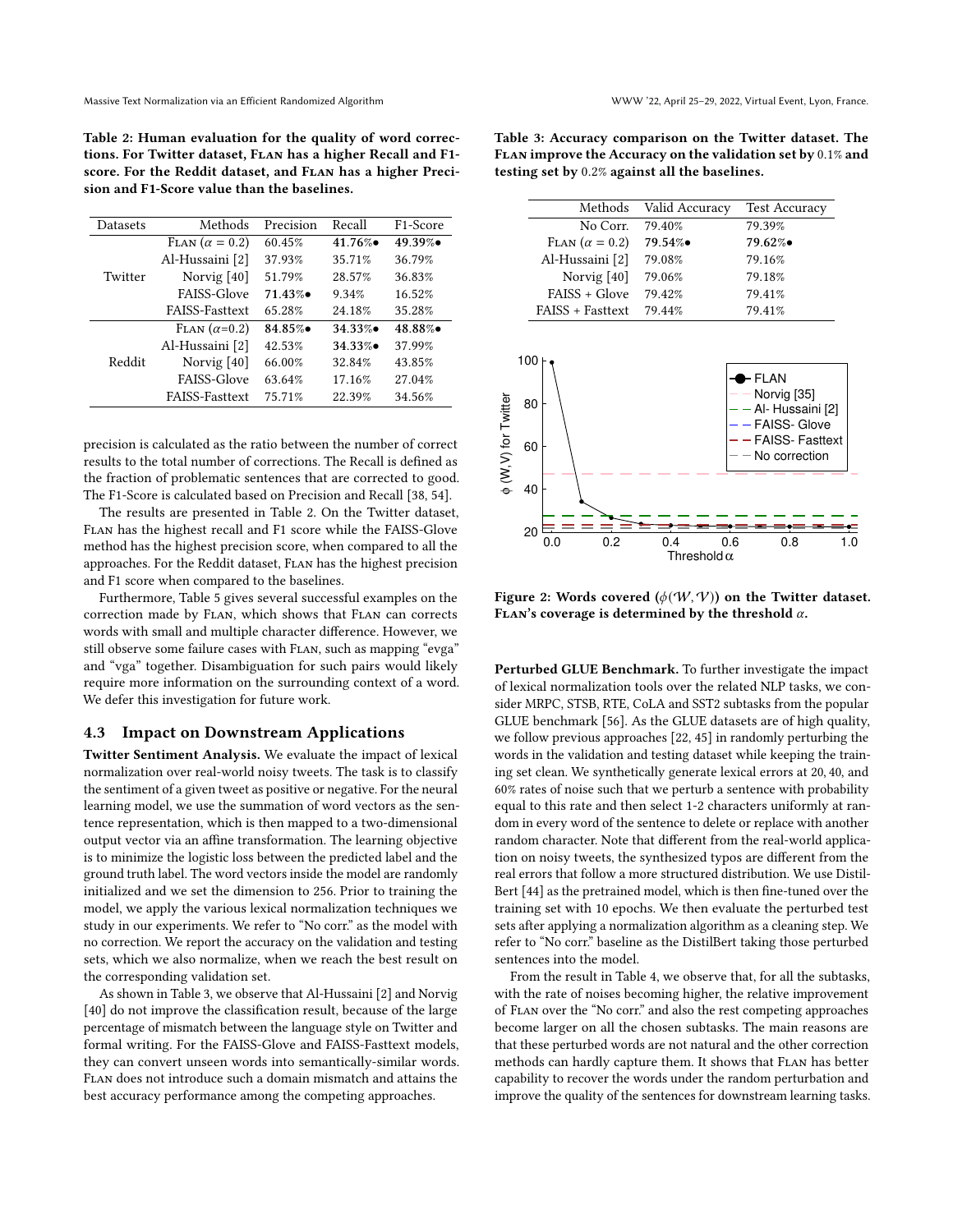Table 2: Human evaluation for the quality of word corrections. For Twitter dataset, Flan has a higher Recall and F1-score. For the Reddit dataset, and Flan has a higher Precision and F1-Score value than the baselines.

| Datasets | Methods | Precision | Recall | F1-Score |
|---|---|---|---|---|
| Twitter | Flan ($\alpha = 0.2$) | 60.45% | **41.76%•** | **49.39%•** |
| | Al-Hussaini [2] | 37.93% | 35.71% | 36.79% |
| | Norvig [40] | 51.79% | 28.57% | 36.83% |
| | FAISS-Glove | **71.43%•** | 9.34% | 16.52% |
| | FAISS-Fasttext | 65.28% | 24.18% | 35.28% |
| Reddit | Flan ($\alpha$=0.2) | **84.85%•** | **34.33%•** | **48.88%•** |
| | Al-Hussaini [2] | 42.53% | **34.33%•** | 37.99% |
| | Norvig [40] | 66.00% | 32.84% | 43.85% |
| | FAISS-Glove | 63.64% | 17.16% | 27.04% |
| | FAISS-Fasttext | 75.71% | 22.39% | 34.56% |

precision is calculated as the ratio between the number of correct results to the total number of corrections. The Recall is defined as the fraction of problematic sentences that are corrected to good. The F1-Score is calculated based on Precision and Recall [38, 54].

The results are presented in Table 2. On the Twitter dataset, Flan has the highest recall and F1 score while the FAISS-Glove method has the highest precision score, when compared to all the approaches. For the Reddit dataset, Flan has the highest precision and F1 score when compared to the baselines.

Furthermore, Table 5 gives several successful examples on the correction made by Flan, which shows that Flan can corrects words with small and multiple character difference. However, we still observe some failure cases with Flan, such as mapping "evga" and "vga" together. Disambiguation for such pairs would likely require more information on the surrounding context of a word. We defer this investigation for future work.

## 4.3 Impact on Downstream Applications

**Twitter Sentiment Analysis.** We evaluate the impact of lexical normalization over real-world noisy tweets. The task is to classify the sentiment of a given tweet as positive or negative. For the neural learning model, we use the summation of word vectors as the sentence representation, which is then mapped to a two-dimensional output vector via an affine transformation. The learning objective is to minimize the logistic loss between the predicted label and the ground truth label. The word vectors inside the model are randomly initialized and we set the dimension to 256. Prior to training the model, we apply the various lexical normalization techniques we study in our experiments. We refer to "No corr." as the model with no correction. We report the accuracy on the validation and testing sets, which we also normalize, when we reach the best result on the corresponding validation set.

As shown in Table 3, we observe that Al-Hussaini [2] and Norvig [40] do not improve the classification result, because of the large percentage of mismatch between the language style on Twitter and formal writing. For the FAISS-Glove and FAISS-Fasttext models, they can convert unseen words into semantically-similar words. Flan does not introduce such a domain mismatch and attains the best accuracy performance among the competing approaches.

Table 3: Accuracy comparison on the Twitter dataset. The Flan improve the Accuracy on the validation set by 0.1% and testing set by 0.2% against all the baselines.

| Methods | Valid Accuracy | Test Accuracy |
|---|---|---|
| No Corr. | 79.40% | 79.39% |
| Flan ($\alpha = 0.2$) | **79.54%•** | **79.62%•** |
| Al-Hussaini [2] | 79.08% | 79.16% |
| Norvig [40] | 79.06% | 79.18% |
| FAISS + Glove | 79.42% | 79.41% |
| FAISS + Fasttext | 79.44% | 79.41% |

Figure 2: Words covered ($\phi(\mathcal{W}, \mathcal{V})$) on the Twitter dataset. Flan's coverage is determined by the threshold $\alpha$.

**Perturbed GLUE Benchmark.** To further investigate the impact of lexical normalization tools over the related NLP tasks, we consider MRPC, STSB, RTE, CoLA and SST2 subtasks from the popular GLUE benchmark [56]. As the GLUE datasets are of high quality, we follow previous approaches [22, 45] in randomly perturbing the words in the validation and testing dataset while keeping the training set clean. We synthetically generate lexical errors at 20, 40, and 60% rates of noise such that we perturb a sentence with probability equal to this rate and then select 1-2 characters uniformly at random in every word of the sentence to delete or replace with another random character. Note that different from the real-world application on noisy tweets, the synthesized typos are different from the real errors that follow a more structured distribution. We use DistilBert [44] as the pretrained model, which is then fine-tuned over the training set with 10 epochs. We then evaluate the perturbed test sets after applying a normalization algorithm as a cleaning step. We refer to "No corr." baseline as the DistilBert taking those perturbed sentences into the model.

From the result in Table 4, we observe that, for all the subtasks, with the rate of noises becoming higher, the relative improvement of Flan over the "No corr." and also the rest competing approaches become larger on all the chosen subtasks. The main reasons are that these perturbed words are not natural and the other correction methods can hardly capture them. It shows that Flan has better capability to recover the words under the random perturbation and improve the quality of the sentences for downstream learning tasks.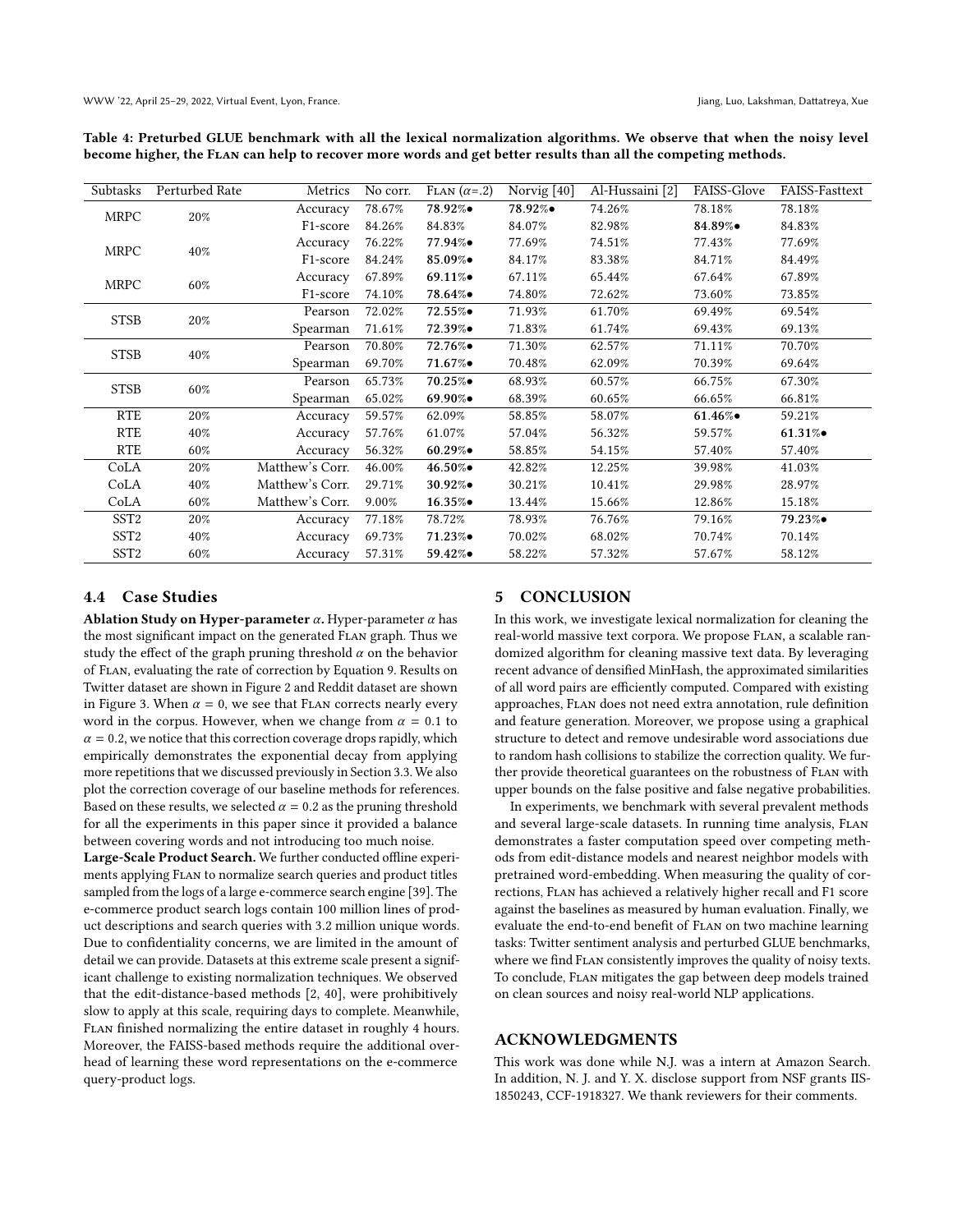**Table 4: Preturbed GLUE benchmark with all the lexical normalization algorithms. We observe that when the noisy level become higher, the FLAN can help to recover more words and get better results than all the competing methods.**

| Subtasks | Perturbed Rate | Metrics | No corr. | FLAN ($\alpha$=.2) | Norvig [40] | Al-Hussaini [2] | FAISS-Glove | FAISS-Fasttext |
|---|---|---|---|---|---|---|---|---|
| MRPC | 20% | Accuracy | 78.67% | **78.92%•** | **78.92%•** | 74.26% | 78.18% | 78.18% |
| | | F1-score | 84.26% | 84.83% | 84.07% | 82.98% | **84.89%•** | 84.83% |
| MRPC | 40% | Accuracy | 76.22% | **77.94%•** | 77.69% | 74.51% | 77.43% | 77.69% |
| | | F1-score | 84.24% | **85.09%•** | 84.17% | 83.38% | 84.71% | 84.49% |
| MRPC | 60% | Accuracy | 67.89% | **69.11%•** | 67.11% | 65.44% | 67.64% | 67.89% |
| | | F1-score | 74.10% | **78.64%•** | 74.80% | 72.62% | 73.60% | 73.85% |
| STSB | 20% | Pearson | 72.02% | **72.55%•** | 71.93% | 61.70% | 69.49% | 69.54% |
| | | Spearman | 71.61% | **72.39%•** | 71.83% | 61.74% | 69.43% | 69.13% |
| STSB | 40% | Pearson | 70.80% | **72.76%•** | 71.30% | 62.57% | 71.11% | 70.70% |
| | | Spearman | 69.70% | **71.67%•** | 70.48% | 62.09% | 70.39% | 69.64% |
| STSB | 60% | Pearson | 65.73% | **70.25%•** | 68.93% | 60.57% | 66.75% | 67.30% |
| | | Spearman | 65.02% | **69.90%•** | 68.39% | 60.65% | 66.65% | 66.81% |
| RTE | 20% | Accuracy | 59.57% | 62.09% | 58.85% | 58.07% | **61.46%•** | 59.21% |
| RTE | 40% | Accuracy | 57.76% | 61.07% | 57.04% | 56.32% | 59.57% | **61.31%•** |
| RTE | 60% | Accuracy | 56.32% | **60.29%•** | 58.85% | 54.15% | 57.40% | 57.40% |
| CoLA | 20% | Matthew's Corr. | 46.00% | **46.50%•** | 42.82% | 12.25% | 39.98% | 41.03% |
| CoLA | 40% | Matthew's Corr. | 29.71% | **30.92%•** | 30.21% | 10.41% | 29.98% | 28.97% |
| CoLA | 60% | Matthew's Corr. | 9.00% | **16.35%•** | 13.44% | 15.66% | 12.86% | 15.18% |
| SST2 | 20% | Accuracy | 77.18% | 78.72% | 78.93% | 76.76% | 79.16% | **79.23%•** |
| SST2 | 40% | Accuracy | 69.73% | **71.23%•** | 70.02% | 68.02% | 70.74% | 70.14% |
| SST2 | 60% | Accuracy | 57.31% | **59.42%•** | 58.22% | 57.32% | 57.67% | 58.12% |

### 4.4 Case Studies

**Ablation Study on Hyper-parameter $\alpha$.** Hyper-parameter $\alpha$ has the most significant impact on the generated FLAN graph. Thus we study the effect of the graph pruning threshold $\alpha$ on the behavior of FLAN, evaluating the rate of correction by Equation 9. Results on Twitter dataset are shown in Figure 2 and Reddit dataset are shown in Figure 3. When $\alpha = 0$, we see that FLAN corrects nearly every word in the corpus. However, when we change from $\alpha = 0.1$ to $\alpha = 0.2$, we notice that this correction coverage drops rapidly, which empirically demonstrates the exponential decay from applying more repetitions that we discussed previously in Section 3.3. We also plot the correction coverage of our baseline methods for references. Based on these results, we selected $\alpha = 0.2$ as the pruning threshold for all the experiments in this paper since it provided a balance between covering words and not introducing too much noise.

**Large-Scale Product Search.** We further conducted offline experiments applying FLAN to normalize search queries and product titles sampled from the logs of a large e-commerce search engine [39]. The e-commerce product search logs contain 100 million lines of product descriptions and search queries with 3.2 million unique words. Due to confidentiality concerns, we are limited in the amount of detail we can provide. Datasets at this extreme scale present a significant challenge to existing normalization techniques. We observed that the edit-distance-based methods [2, 40], were prohibitively slow to apply at this scale, requiring days to complete. Meanwhile, FLAN finished normalizing the entire dataset in roughly 4 hours. Moreover, the FAISS-based methods require the additional overhead of learning these word representations on the e-commerce query-product logs.

## 5 CONCLUSION

In this work, we investigate lexical normalization for cleaning the real-world massive text corpora. We propose FLAN, a scalable randomized algorithm for cleaning massive text data. By leveraging recent advance of densified MinHash, the approximated similarities of all word pairs are efficiently computed. Compared with existing approaches, FLAN does not need extra annotation, rule definition and feature generation. Moreover, we propose using a graphical structure to detect and remove undesirable word associations due to random hash collisions to stabilize the correction quality. We further provide theoretical guarantees on the robustness of FLAN with upper bounds on the false positive and false negative probabilities.

In experiments, we benchmark with several prevalent methods and several large-scale datasets. In running time analysis, FLAN demonstrates a faster computation speed over competing methods from edit-distance models and nearest neighbor models with pretrained word-embedding. When measuring the quality of corrections, FLAN has achieved a relatively higher recall and F1 score against the baselines as measured by human evaluation. Finally, we evaluate the end-to-end benefit of FLAN on two machine learning tasks: Twitter sentiment analysis and perturbed GLUE benchmarks, where we find FLAN consistently improves the quality of noisy texts. To conclude, FLAN mitigates the gap between deep models trained on clean sources and noisy real-world NLP applications.

## ACKNOWLEDGMENTS

This work was done while N.J. was a intern at Amazon Search. In addition, N. J. and Y. X. disclose support from NSF grants IIS-1850243, CCF-1918327. We thank reviewers for their comments.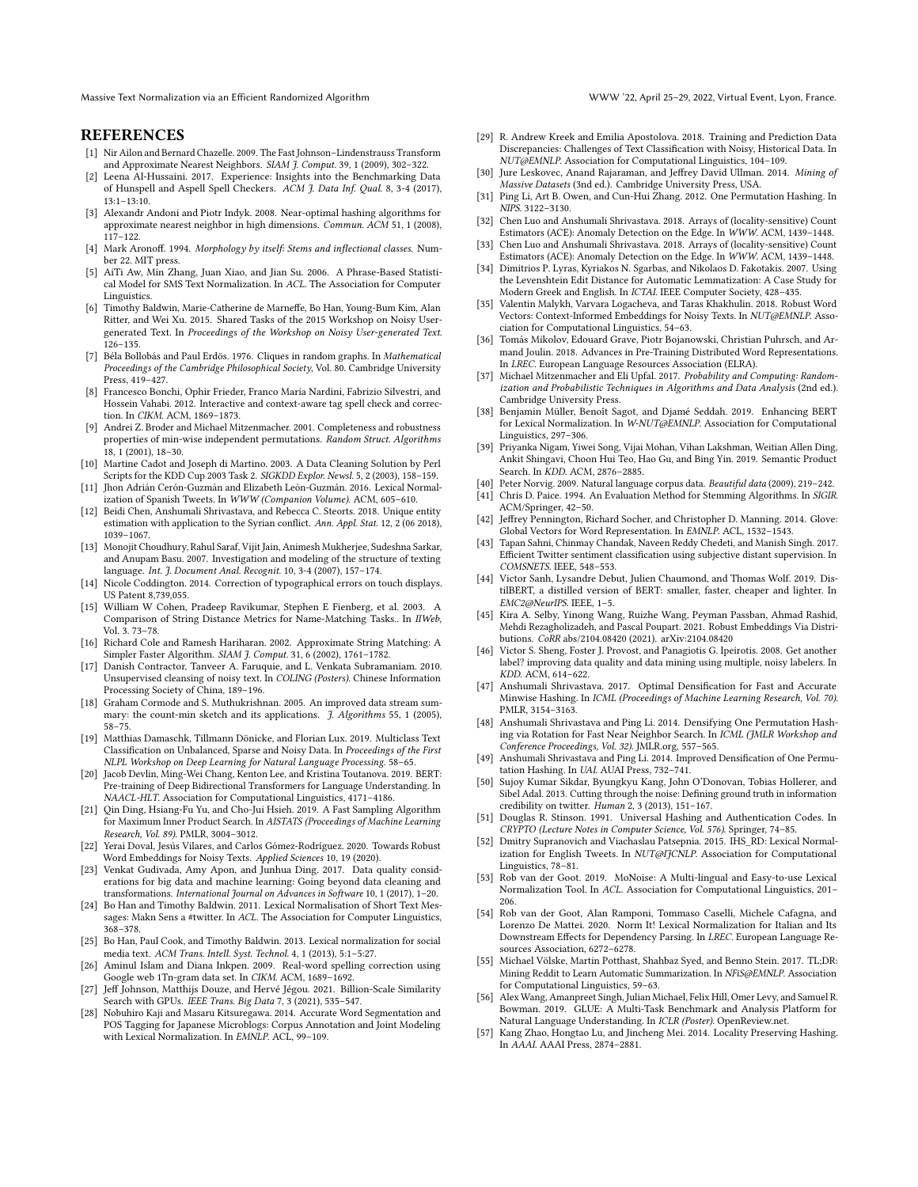## REFERENCES

- [1] Nir Ailon and Bernard Chazelle. 2009. The Fast Johnson–Lindenstrauss Transform and Approximate Nearest Neighbors. *SIAM J. Comput.* 39, 1 (2009), 302–322.
- [2] Leena Al-Hussaini. 2017. Experience: Insights into the Benchmarking Data of Hunspell and Aspell Spell Checkers. *ACM J. Data Inf. Qual.* 8, 3-4 (2017), 13:1–13:10.
- [3] Alexandr Andoni and Piotr Indyk. 2008. Near-optimal hashing algorithms for approximate nearest neighbor in high dimensions. *Commun. ACM* 51, 1 (2008), 117–122.
- [4] Mark Aronoff. 1994. *Morphology by itself: Stems and inflectional classes*. Number 22. MIT press.
- [5] AiTi Aw, Min Zhang, Juan Xiao, and Jian Su. 2006. A Phrase-Based Statistical Model for SMS Text Normalization. In *ACL*. The Association for Computer Linguistics.
- [6] Timothy Baldwin, Marie-Catherine de Marneffe, Bo Han, Young-Bum Kim, Alan Ritter, and Wei Xu. 2015. Shared Tasks of the 2015 Workshop on Noisy User-generated Text. In *Proceedings of the Workshop on Noisy User-generated Text*. 126–135.
- [7] Béla Bollobás and Paul Erdös. 1976. Cliques in random graphs. In *Mathematical Proceedings of the Cambridge Philosophical Society*, Vol. 80. Cambridge University Press, 419–427.
- [8] Francesco Bonchi, Ophir Frieder, Franco Maria Nardini, Fabrizio Silvestri, and Hossein Vahabi. 2012. Interactive and context-aware tag spell check and correction. In *CIKM*. ACM, 1869–1873.
- [9] Andrei Z. Broder and Michael Mitzenmacher. 2001. Completeness and robustness properties of min-wise independent permutations. *Random Struct. Algorithms* 18, 1 (2001), 18–30.
- [10] Martine Cadot and Joseph di Martino. 2003. A Data Cleaning Solution by Perl Scripts for the KDD Cup 2003 Task 2. *SIGKDD Explor. Newsl.* 5, 2 (2003), 158–159.
- [11] Jhon Adrián Cerón-Guzmán and Elizabeth León-Guzmán. 2016. Lexical Normalization of Spanish Tweets. In *WWW (Companion Volume)*. ACM, 605–610.
- [12] Beidi Chen, Anshumali Shrivastava, and Rebecca C. Steorts. 2018. Unique entity estimation with application to the Syrian conflict. *Ann. Appl. Stat.* 12, 2 (06 2018), 1039–1067.
- [13] Monojit Choudhury, Rahul Saraf, Vijit Jain, Animesh Mukherjee, Sudeshna Sarkar, and Anupam Basu. 2007. Investigation and modeling of the structure of texting language. *Int. J. Document Anal. Recognit.* 10, 3-4 (2007), 157–174.
- [14] Nicole Coddington. 2014. Correction of typographical errors on touch displays. US Patent 8,739,055.
- [15] William W Cohen, Pradeep Ravikumar, Stephen E Fienberg, et al. 2003. A Comparison of String Distance Metrics for Name-Matching Tasks.. In *IIWeb*, Vol. 3. 73–78.
- [16] Richard Cole and Ramesh Hariharan. 2002. Approximate String Matching: A Simpler Faster Algorithm. *SIAM J. Comput.* 31, 6 (2002), 1761–1782.
- [17] Danish Contractor, Tanveer A. Faruquie, and L. Venkata Subramaniam. 2010. Unsupervised cleansing of noisy text. In *COLING (Posters)*. Chinese Information Processing Society of China, 189–196.
- [18] Graham Cormode and S. Muthukrishnan. 2005. An improved data stream summary: the count-min sketch and its applications. *J. Algorithms* 55, 1 (2005), 58–75.
- [19] Matthias Damaschk, Tillmann Dönicke, and Florian Lux. 2019. Multiclass Text Classification on Unbalanced, Sparse and Noisy Data. In *Proceedings of the First NLPL Workshop on Deep Learning for Natural Language Processing*. 58–65.
- [20] Jacob Devlin, Ming-Wei Chang, Kenton Lee, and Kristina Toutanova. 2019. BERT: Pre-training of Deep Bidirectional Transformers for Language Understanding. In *NAACL-HLT*. Association for Computational Linguistics, 4171–4186.
- [21] Qin Ding, Hsiang-Fu Yu, and Cho-Jui Hsieh. 2019. A Fast Sampling Algorithm for Maximum Inner Product Search. In *AISTATS (Proceedings of Machine Learning Research, Vol. 89)*. PMLR, 3004–3012.
- [22] Yerai Doval, Jesús Vilares, and Carlos Gómez-Rodríguez. 2020. Towards Robust Word Embeddings for Noisy Texts. *Applied Sciences* 10, 19 (2020).
- [23] Venkat Gudivada, Amy Apon, and Junhua Ding. 2017. Data quality considerations for big data and machine learning: Going beyond data cleaning and transformations. *International Journal on Advances in Software* 10, 1 (2017), 1–20.
- [24] Bo Han and Timothy Baldwin. 2011. Lexical Normalisation of Short Text Messages: Makn Sens a #twitter. In *ACL*. The Association for Computer Linguistics, 368–378.
- [25] Bo Han, Paul Cook, and Timothy Baldwin. 2013. Lexical normalization for social media text. *ACM Trans. Intell. Syst. Technol.* 4, 1 (2013), 5:1–5:27.
- [26] Aminul Islam and Diana Inkpen. 2009. Real-word spelling correction using Google web 1Tn-gram data set. In *CIKM*. ACM, 1689–1692.
- [27] Jeff Johnson, Matthijs Douze, and Hervé Jégou. 2021. Billion-Scale Similarity Search with GPUs. *IEEE Trans. Big Data* 7, 3 (2021), 535–547.
- [28] Nobuhiro Kaji and Masaru Kitsuregawa. 2014. Accurate Word Segmentation and POS Tagging for Japanese Microblogs: Corpus Annotation and Joint Modeling with Lexical Normalization. In *EMNLP*. ACL, 99–109.
- [29] R. Andrew Kreek and Emilia Apostolova. 2018. Training and Prediction Data Discrepancies: Challenges of Text Classification with Noisy, Historical Data. In *NUT@EMNLP*. Association for Computational Linguistics, 104–109.
- [30] Jure Leskovec, Anand Rajaraman, and Jeffrey David Ullman. 2014. *Mining of Massive Datasets* (3nd ed.). Cambridge University Press, USA.
- [31] Ping Li, Art B. Owen, and Cun-Hui Zhang. 2012. One Permutation Hashing. In *NIPS*. 3122–3130.
- [32] Chen Luo and Anshumali Shrivastava. 2018. Arrays of (locality-sensitive) Count Estimators (ACE): Anomaly Detection on the Edge. In *WWW*. ACM, 1439–1448.
- [33] Chen Luo and Anshumali Shrivastava. 2018. Arrays of (locality-sensitive) Count Estimators (ACE): Anomaly Detection on the Edge. In *WWW*. ACM, 1439–1448.
- [34] Dimitrios P. Lyras, Kyriakos N. Sgarbas, and Nikolaos D. Fakotakis. 2007. Using the Levenshtein Edit Distance for Automatic Lemmatization: A Case Study for Modern Greek and English. In *ICTAI*. IEEE Computer Society, 428–435.
- [35] Valentin Malykh, Varvara Logacheva, and Taras Khakhulin. 2018. Robust Word Vectors: Context-Informed Embeddings for Noisy Texts. In *NUT@EMNLP*. Association for Computational Linguistics, 54–63.
- [36] Tomás Mikolov, Edouard Grave, Piotr Bojanowski, Christian Puhrsch, and Armand Joulin. 2018. Advances in Pre-Training Distributed Word Representations. In *LREC*. European Language Resources Association (ELRA).
- [37] Michael Mitzenmacher and Eli Upfal. 2017. *Probability and Computing: Randomization and Probabilistic Techniques in Algorithms and Data Analysis* (2nd ed.). Cambridge University Press.
- [38] Benjamin Müller, Benoît Sagot, and Djamé Seddah. 2019. Enhancing BERT for Lexical Normalization. In *W-NUT@EMNLP*. Association for Computational Linguistics, 297–306.
- [39] Priyanka Nigam, Yiwei Song, Vijai Mohan, Vihan Lakshman, Weitian Allen Ding, Ankit Shingavi, Choon Hui Teo, Hao Gu, and Bing Yin. 2019. Semantic Product Search. In *KDD*. ACM, 2876–2885.
- [40] Peter Norvig. 2009. Natural language corpus data. *Beautiful data* (2009), 219–242.
- [41] Chris D. Paice. 1994. An Evaluation Method for Stemming Algorithms. In *SIGIR*. ACM/Springer, 42–50.
- [42] Jeffrey Pennington, Richard Socher, and Christopher D. Manning. 2014. Glove: Global Vectors for Word Representation. In *EMNLP*. ACL, 1532–1543.
- [43] Tapan Sahni, Chinmay Chandak, Naveen Reddy Chedeti, and Manish Singh. 2017. Efficient Twitter sentiment classification using subjective distant supervision. In *COMSNETS*. IEEE, 548–553.
- [44] Victor Sanh, Lysandre Debut, Julien Chaumond, and Thomas Wolf. 2019. DistilBERT, a distilled version of BERT: smaller, faster, cheaper and lighter. In *EMC2@NeurIPS*. IEEE, 1–5.
- [45] Kira A. Selby, Yinong Wang, Ruizhe Wang, Peyman Passban, Ahmad Rashid, Mehdi Rezagholizadeh, and Pascal Poupart. 2021. Robust Embeddings Via Distributions. *CoRR* abs/2104.08420 (2021). arXiv:2104.08420
- [46] Victor S. Sheng, Foster J. Provost, and Panagiotis G. Ipeirotis. 2008. Get another label? improving data quality and data mining using multiple, noisy labelers. In *KDD*. ACM, 614–622.
- [47] Anshumali Shrivastava. 2017. Optimal Densification for Fast and Accurate Minwise Hashing. In *ICML (Proceedings of Machine Learning Research, Vol. 70)*. PMLR, 3154–3163.
- [48] Anshumali Shrivastava and Ping Li. 2014. Densifying One Permutation Hashing via Rotation for Fast Near Neighbor Search. In *ICML (JMLR Workshop and Conference Proceedings, Vol. 32)*. JMLR.org, 557–565.
- [49] Anshumali Shrivastava and Ping Li. 2014. Improved Densification of One Permutation Hashing. In *UAI*. AUAI Press, 732–741.
- [50] Sujoy Kumar Sikdar, Byungkyu Kang, John O'Donovan, Tobias Hollerer, and Sibel Adal. 2013. Cutting through the noise: Defining ground truth in information credibility on twitter. *Human* 2, 3 (2013), 151–167.
- [51] Douglas R. Stinson. 1991. Universal Hashing and Authentication Codes. In *CRYPTO (Lecture Notes in Computer Science, Vol. 576)*. Springer, 74–85.
- [52] Dmitry Supranovich and Viachaslau Patsepnia. 2015. IHS_RD: Lexical Normalization for English Tweets. In *NUT@IJCNLP*. Association for Computational Linguistics, 78–81.
- [53] Rob van der Goot. 2019. MoNoise: A Multi-lingual and Easy-to-use Lexical Normalization Tool. In *ACL*. Association for Computational Linguistics, 201–206.
- [54] Rob van der Goot, Alan Ramponi, Tommaso Caselli, Michele Cafagna, and Lorenzo De Mattei. 2020. Norm It! Lexical Normalization for Italian and Its Downstream Effects for Dependency Parsing. In *LREC*. European Language Resources Association, 6272–6278.
- [55] Michael Völske, Martin Potthast, Shahbaz Syed, and Benno Stein. 2017. TL;DR: Mining Reddit to Learn Automatic Summarization. In *NFiS@EMNLP*. Association for Computational Linguistics, 59–63.
- [56] Alex Wang, Amanpreet Singh, Julian Michael, Felix Hill, Omer Levy, and Samuel R. Bowman. 2019. GLUE: A Multi-Task Benchmark and Analysis Platform for Natural Language Understanding. In *ICLR (Poster)*. OpenReview.net.
- [57] Kang Zhao, Hongtao Lu, and Jincheng Mei. 2014. Locality Preserving Hashing. In *AAAI*. AAAI Press, 2874–2881.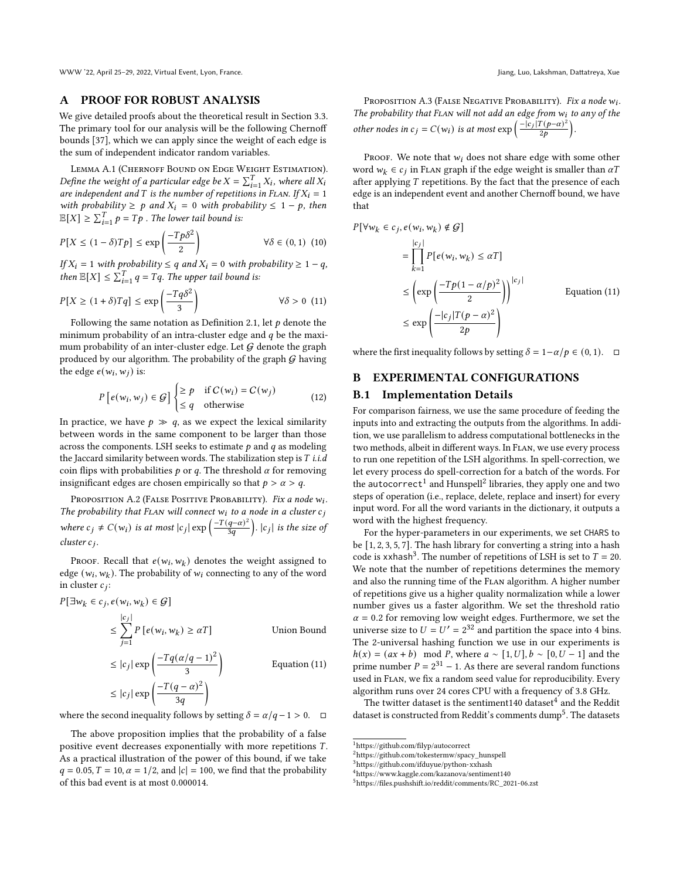## A PROOF FOR ROBUST ANALYSIS

We give detailed proofs about the theoretical result in Section 3.3. The primary tool for our analysis will be the following Chernoff bounds [37], which we can apply since the weight of each edge is the sum of independent indicator random variables.

Lemma A.1 (Chernoff Bound on Edge Weight Estimation). *Define the weight of a particular edge be $X = \sum_{i=1}^{T} X_i$, where all $X_i$ are independent and $T$ is the number of repetitions in Flan. If $X_i = 1$ with probability $\geq p$ and $X_i = 0$ with probability $\leq 1-p$, then $\mathbb{E}[X] \geq \sum_{i=1}^{T} p = Tp$ . The lower tail bound is:*

$$P[X \leq (1-\delta)Tp] \leq \exp\left(\frac{-Tp\delta^2}{2}\right) \qquad \forall \delta \in (0,1) \quad (10)$$

*If $X_i = 1$ with probability $\leq q$ and $X_i = 0$ with probability $\geq 1-q$, then $\mathbb{E}[X] \leq \sum_{i=1}^{T} q = Tq$. The upper tail bound is:*

$$P[X \geq (1+\delta)Tq] \leq \exp\left(\frac{-Tq\delta^2}{3}\right) \qquad \forall \delta > 0 \quad (11)$$

Following the same notation as Definition 2.1, let $p$ denote the minimum probability of an intra-cluster edge and $q$ be the maximum probability of an inter-cluster edge. Let $\mathcal{G}$ denote the graph produced by our algorithm. The probability of the graph $\mathcal{G}$ having the edge $e(w_i, w_j)$ is:

$$P\left[e(w_i, w_j) \in \mathcal{G}\right] \begin{cases} \geq p & \text{if } C(w_i) = C(w_j) \\ \leq q & \text{otherwise} \end{cases} \quad (12)$$

In practice, we have $p \gg q$, as we expect the lexical similarity between words in the same component to be larger than those across the components. LSH seeks to estimate $p$ and $q$ as modeling the Jaccard similarity between words. The stabilization step is $T$ *i.i.d* coin flips with probabilities $p$ or $q$. The threshold $\alpha$ for removing insignificant edges are chosen empirically so that $p > \alpha > q$.

Proposition A.2 (False Positive Probability). *Fix a node $w_i$. The probability that Flan will connect $w_i$ to a node in a cluster $c_j$ where $c_j \neq C(w_i)$ is at most $|c_j| \exp\left(\frac{-T(q-\alpha)^2}{3q}\right)$. $|c_j|$ is the size of cluster $c_j$.*

Proof. Recall that $e(w_i, w_k)$ denotes the weight assigned to edge $(w_i, w_k)$. The probability of $w_i$ connecting to any of the word in cluster $c_j$:

$$\begin{aligned}
P[\exists w_k \in c_j, e(w_i, w_k) \in \mathcal{G}] & \\
&\leq \sum_{j=1}^{|c_j|} P\left[e(w_i, w_k) \geq \alpha T\right] && \text{Union Bound} \\
&\leq |c_j| \exp\left(\frac{-Tq(\alpha/q - 1)^2}{3}\right) && \text{Equation (11)} \\
&\leq |c_j| \exp\left(\frac{-T(q-\alpha)^2}{3q}\right)
\end{aligned}$$

where the second inequality follows by setting $\delta = \alpha/q - 1 > 0$. □

The above proposition implies that the probability of a false positive event decreases exponentially with more repetitions $T$. As a practical illustration of the power of this bound, if we take $q = 0.05, T = 10, \alpha = 1/2$, and $|c| = 100$, we find that the probability of this bad event is at most 0.000014.

Proposition A.3 (False Negative Probability). *Fix a node $w_i$. The probability that Flan will not add an edge from $w_i$ to any of the other nodes in $c_j = C(w_i)$ is at most $\exp\left(\frac{-|c_j|T(p-\alpha)^2}{2p}\right)$.*

Proof. We note that $w_i$ does not share edge with some other word $w_k \in c_j$ in Flan graph if the edge weight is smaller than $\alpha T$ after applying $T$ repetitions. By the fact that the presence of each edge is an independent event and another Chernoff bound, we have that

$$\begin{aligned}
P[\forall w_k \in c_j, e(w_i, w_k) \notin \mathcal{G}] & \\
&= \prod_{k=1}^{|c_j|} P[e(w_i, w_k) \leq \alpha T] \\
&\leq \left(\exp\left(\frac{-Tp(1-\alpha/p)^2}{2}\right)\right)^{|c_j|} && \text{Equation (11)} \\
&\leq \exp\left(\frac{-|c_j|T(p-\alpha)^2}{2p}\right)
\end{aligned}$$

where the first inequality follows by setting $\delta = 1 - \alpha/p \in (0, 1)$. □

## B EXPERIMENTAL CONFIGURATIONS

### B.1 Implementation Details

For comparison fairness, we use the same procedure of feeding the inputs into and extracting the outputs from the algorithms. In addition, we use parallelism to address computational bottlenecks in the two methods, albeit in different ways. In Flan, we use every process to run one repetition of the LSH algorithms. In spell-correction, we let every process do spell-correction for a batch of the words. For the `autocorrect`[1] and Hunspell[2] libraries, they apply one and two steps of operation (i.e., replace, delete, replace and insert) for every input word. For all the word variants in the dictionary, it outputs a word with the highest frequency.

For the hyper-parameters in our experiments, we set CHARS to be [1, 2, 3, 5, 7]. The hash library for converting a string into a hash code is `xxhash`[3]. The number of repetitions of LSH is set to $T = 20$. We note that the number of repetitions determines the memory and also the running time of the Flan algorithm. A higher number of repetitions give us a higher quality normalization while a lower number gives us a faster algorithm. We set the threshold ratio $\alpha = 0.2$ for removing low weight edges. Furthermore, we set the universe size to $U = U' = 2^{32}$ and partition the space into 4 bins. The 2-universal hashing function we use in our experiments is $h(x) = (ax + b) \mod P$, where $a \sim [1, U], b \sim [0, U-1]$ and the prime number $P = 2^{31} - 1$. As there are several random functions used in Flan, we fix a random seed value for reproducibility. Every algorithm runs over 24 cores CPU with a frequency of 3.8 GHz.

The twitter dataset is the sentiment140 dataset[4] and the Reddit dataset is constructed from Reddit's comments dump[5]. The datasets

[1] https://github.com/filyp/autocorrect

[2] https://github.com/tokestermw/spacy_hunspell

[3] https://github.com/ifduyue/python-xxhash

[4] https://www.kaggle.com/kazanova/sentiment140

[5] https://files.pushshift.io/reddit/comments/RC_2021-06.zst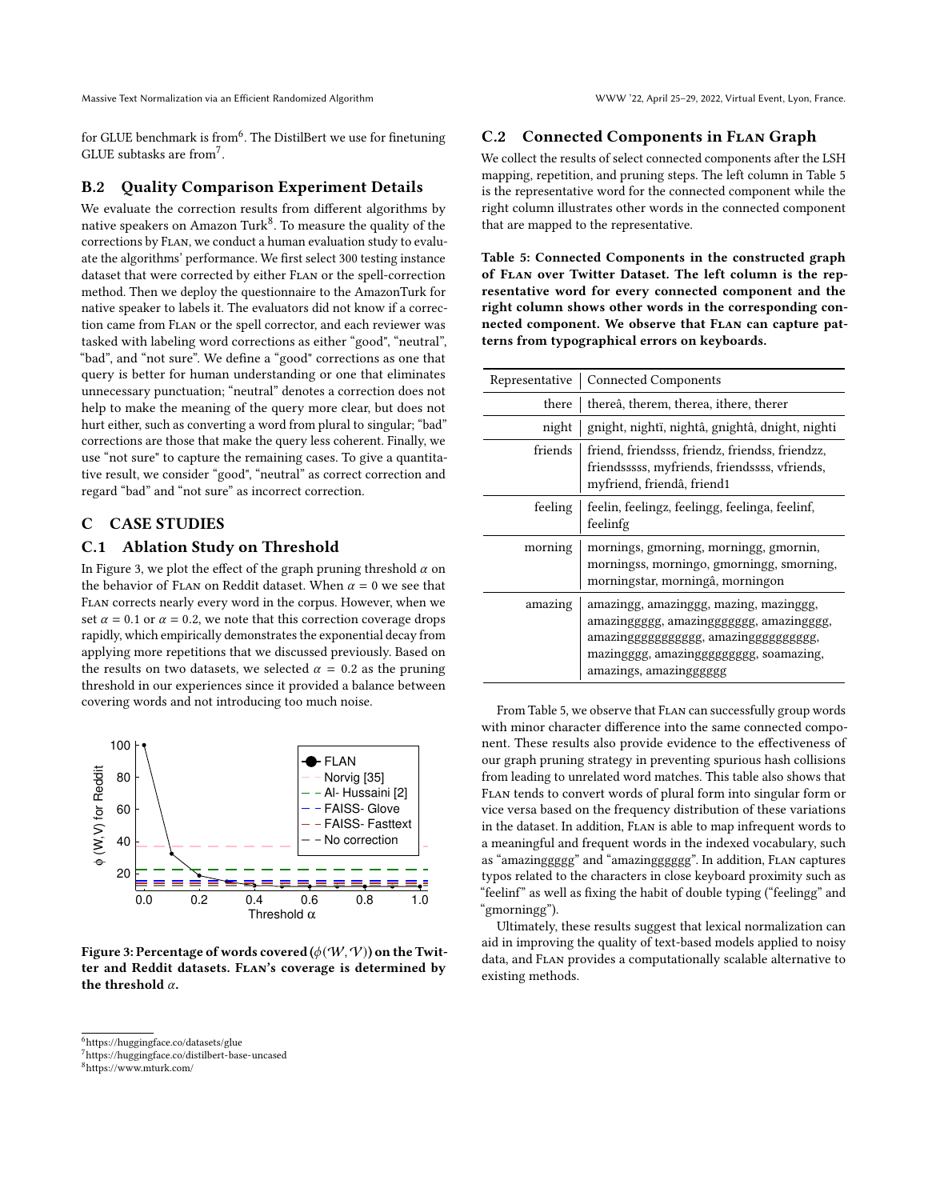for GLUE benchmark is from[6]. The DistilBert we use for finetuning GLUE subtasks are from[7].

### B.2 Quality Comparison Experiment Details

We evaluate the correction results from different algorithms by native speakers on Amazon Turk[8]. To measure the quality of the corrections by Flan, we conduct a human evaluation study to evaluate the algorithms' performance. We first select 300 testing instance dataset that were corrected by either Flan or the spell-correction method. Then we deploy the questionnaire to the AmazonTurk for native speaker to labels it. The evaluators did not know if a correction came from Flan or the spell corrector, and each reviewer was tasked with labeling word corrections as either "good", "neutral", "bad", and "not sure". We define a "good" corrections as one that query is better for human understanding or one that eliminates unnecessary punctuation; "neutral" denotes a correction does not help to make the meaning of the query more clear, but does not hurt either, such as converting a word from plural to singular; "bad" corrections are those that make the query less coherent. Finally, we use "not sure" to capture the remaining cases. To give a quantitative result, we consider "good", "neutral" as correct correction and regard "bad" and "not sure" as incorrect correction.

## C CASE STUDIES

### C.1 Ablation Study on Threshold

In Figure 3, we plot the effect of the graph pruning threshold $\alpha$ on the behavior of Flan on Reddit dataset. When $\alpha = 0$ we see that Flan corrects nearly every word in the corpus. However, when we set $\alpha = 0.1$ or $\alpha = 0.2$, we note that this correction coverage drops rapidly, which empirically demonstrates the exponential decay from applying more repetitions that we discussed previously. Based on the results on two datasets, we selected $\alpha = 0.2$ as the pruning threshold in our experiences since it provided a balance between covering words and not introducing too much noise.

ϕ (W,V) for Reddit
100
80
60
40
20
0.0
0.2
0.4
0.6
0.8
1.0
Threshold α
FLAN
Norvig [35]
Al- Hussaini [2]
FAISS- Glove
FAISS- Fasttext
No correction

Figure 3: Percentage of words covered ($\phi(\mathcal{W}, \mathcal{V})$) on the Twitter and Reddit datasets. Flan's coverage is determined by the threshold $\alpha$.

### C.2 Connected Components in Flan Graph

We collect the results of select connected components after the LSH mapping, repetition, and pruning steps. The left column in Table 5 is the representative word for the connected component while the right column illustrates other words in the connected component that are mapped to the representative.

**Table 5: Connected Components in the constructed graph of Flan over Twitter Dataset. The left column is the representative word for every connected component and the right column shows other words in the corresponding connected component. We observe that Flan can capture patterns from typographical errors on keyboards.**

| Representative | Connected Components |
|---|---|
| there | thereâ, therem, therea, ithere, therer |
| night | gnight, nightï, nightâ, gnightâ, dnight, nighti |
| friends | friend, friendsss, friendz, friendss, friendzz, friendsssss, myfriends, friendssss, vfriends, myfriend, friendâ, friend1 |
| feeling | feelin, feelingz, feelingg, feelinga, feelinf, feelinfg |
| morning | mornings, gmorning, morningg, gmornin, morningss, morningo, gmorningg, smorning, morningstar, morningâ, morningon |
| amazing | amazingg, amazinggg, mazing, mazinggg, amazinggggg, amazinggggggg, amazingggg, amazinggggggggggg, amazinggggggggggg, mazingggg, amazingggggggggg, soamazing, amazings, amazinggggggg |

From Table 5, we observe that Flan can successfully group words with minor character difference into the same connected component. These results also provide evidence to the effectiveness of our graph pruning strategy in preventing spurious hash collisions from leading to unrelated word matches. This table also shows that Flan tends to convert words of plural form into singular form or vice versa based on the frequency distribution of these variations in the dataset. In addition, Flan is able to map infrequent words to a meaningful and frequent words in the indexed vocabulary, such as "amazinggggg" and "amazinggggggg". In addition, Flan captures typos related to the characters in close keyboard proximity such as "feelinf" as well as fixing the habit of double typing ("feelingg" and "gmorningg").

Ultimately, these results suggest that lexical normalization can aid in improving the quality of text-based models applied to noisy data, and Flan provides a computationally scalable alternative to existing methods.

[6] https://huggingface.co/datasets/glue
[7] https://huggingface.co/distilbert-base-uncased
[8] https://www.mturk.com/